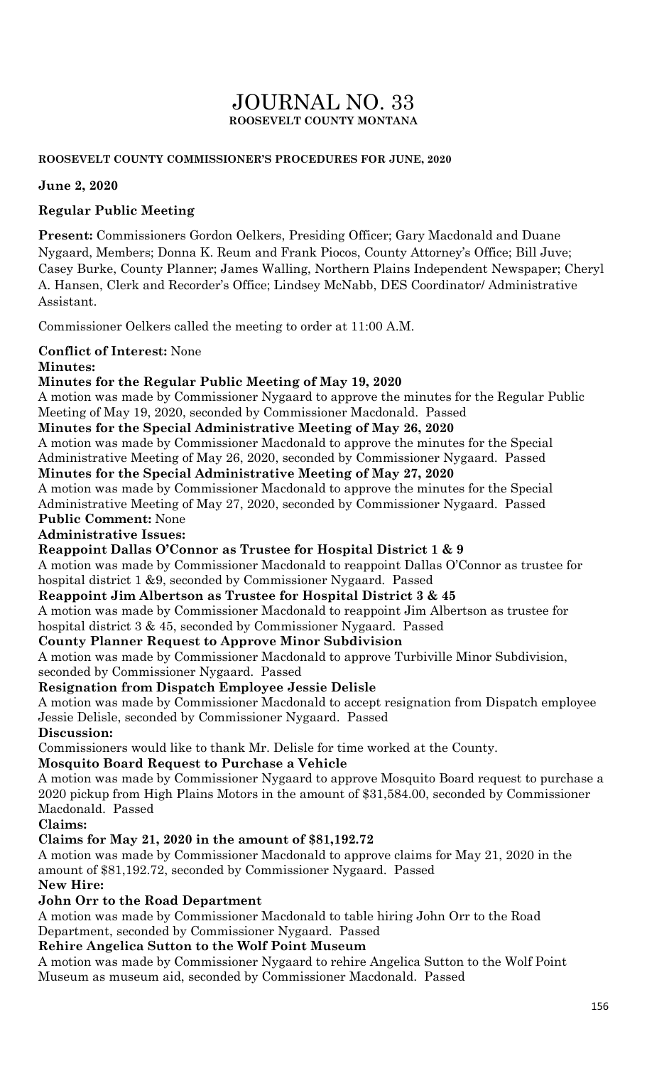# JOURNAL NO. 33

**ROOSEVELT COUNTY MONTANA**

**ROOSEVELT COUNTY COMMISSIONER'S PROCEDURES FOR JUNE, 2020**

**June 2, 2020**

**Regular Public Meeting**

**Present:** Commissioners Gordon Oelkers, Presiding Officer; Gary Macdonald and Duane Nygaard, Members; Donna K. Reum and Frank Piocos, County Attorney's Office; Bill Juve; Casey Burke, County Planner; James Walling, Northern Plains Independent Newspaper; Cheryl A. Hansen, Clerk and Recorder's Office; Lindsey McNabb, DES Coordinator/ Administrative Assistant.

Commissioner Oelkers called the meeting to order at 11:00 A.M.

**Conflict of Interest:** None

**Minutes:**

**Minutes for the Regular Public Meeting of May 19, 2020**

A motion was made by Commissioner Nygaard to approve the minutes for the Regular Public Meeting of May 19, 2020, seconded by Commissioner Macdonald. Passed

**Minutes for the Special Administrative Meeting of May 26, 2020**

A motion was made by Commissioner Macdonald to approve the minutes for the Special Administrative Meeting of May 26, 2020, seconded by Commissioner Nygaard. Passed

**Minutes for the Special Administrative Meeting of May 27, 2020**

A motion was made by Commissioner Macdonald to approve the minutes for the Special Administrative Meeting of May 27, 2020, seconded by Commissioner Nygaard. Passed

**Public Comment:** None

**Administrative Issues:**

**Reappoint Dallas O'Connor as Trustee for Hospital District 1 & 9**

A motion was made by Commissioner Macdonald to reappoint Dallas O'Connor as trustee for hospital district 1 &9, seconded by Commissioner Nygaard. Passed

**Reappoint Jim Albertson as Trustee for Hospital District 3 & 45**

A motion was made by Commissioner Macdonald to reappoint Jim Albertson as trustee for hospital district 3 & 45, seconded by Commissioner Nygaard. Passed

**County Planner Request to Approve Minor Subdivision**

A motion was made by Commissioner Macdonald to approve Turbiville Minor Subdivision, seconded by Commissioner Nygaard. Passed

**Resignation from Dispatch Employee Jessie Delisle**

A motion was made by Commissioner Macdonald to accept resignation from Dispatch employee Jessie Delisle, seconded by Commissioner Nygaard. Passed

**Discussion:**

Commissioners would like to thank Mr. Delisle for time worked at the County.

**Mosquito Board Request to Purchase a Vehicle**

A motion was made by Commissioner Nygaard to approve Mosquito Board request to purchase a 2020 pickup from High Plains Motors in the amount of $31,584.00, seconded by Commissioner Macdonald. Passed

**Claims:**

**Claims for May 21, 2020 in the amount of $81,192.72**

A motion was made by Commissioner Macdonald to approve claims for May 21, 2020 in the amount of $81,192.72, seconded by Commissioner Nygaard. Passed

**New Hire:**

**John Orr to the Road Department**

A motion was made by Commissioner Macdonald to table hiring John Orr to the Road Department, seconded by Commissioner Nygaard. Passed

**Rehire Angelica Sutton to the Wolf Point Museum**

A motion was made by Commissioner Nygaard to rehire Angelica Sutton to the Wolf Point Museum as museum aid, seconded by Commissioner Macdonald. Passed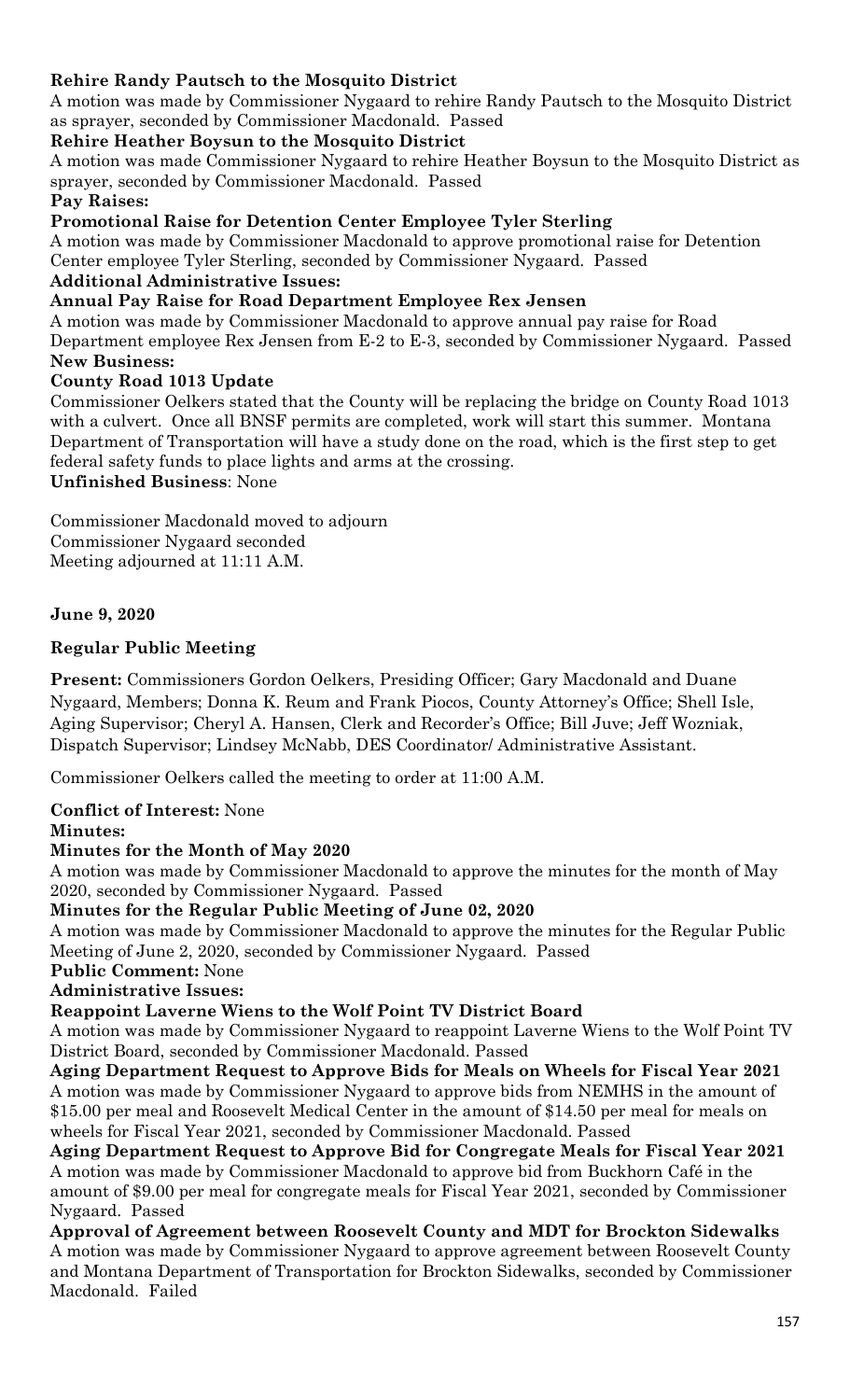**Rehire Randy Pautsch to the Mosquito District**

A motion was made by Commissioner Nygaard to rehire Randy Pautsch to the Mosquito District as sprayer, seconded by Commissioner Macdonald. Passed

**Rehire Heather Boysun to the Mosquito District**

A motion was made Commissioner Nygaard to rehire Heather Boysun to the Mosquito District as sprayer, seconded by Commissioner Macdonald. Passed

**Pay Raises:**

**Promotional Raise for Detention Center Employee Tyler Sterling**

A motion was made by Commissioner Macdonald to approve promotional raise for Detention Center employee Tyler Sterling, seconded by Commissioner Nygaard. Passed

**Additional Administrative Issues:**

**Annual Pay Raise for Road Department Employee Rex Jensen**

A motion was made by Commissioner Macdonald to approve annual pay raise for Road Department employee Rex Jensen from E-2 to E-3, seconded by Commissioner Nygaard. Passed

**New Business:**

**County Road 1013 Update**

Commissioner Oelkers stated that the County will be replacing the bridge on County Road 1013 with a culvert. Once all BNSF permits are completed, work will start this summer. Montana Department of Transportation will have a study done on the road, which is the first step to get federal safety funds to place lights and arms at the crossing.

**Unfinished Business**: None

Commissioner Macdonald moved to adjourn
Commissioner Nygaard seconded
Meeting adjourned at 11:11 A.M.

**June 9, 2020**

**Regular Public Meeting**

**Present:** Commissioners Gordon Oelkers, Presiding Officer; Gary Macdonald and Duane Nygaard, Members; Donna K. Reum and Frank Piocos, County Attorney's Office; Shell Isle, Aging Supervisor; Cheryl A. Hansen, Clerk and Recorder's Office; Bill Juve; Jeff Wozniak, Dispatch Supervisor; Lindsey McNabb, DES Coordinator/ Administrative Assistant.

Commissioner Oelkers called the meeting to order at 11:00 A.M.

**Conflict of Interest:** None

**Minutes:**

**Minutes for the Month of May 2020**

A motion was made by Commissioner Macdonald to approve the minutes for the month of May 2020, seconded by Commissioner Nygaard. Passed

**Minutes for the Regular Public Meeting of June 02, 2020**

A motion was made by Commissioner Macdonald to approve the minutes for the Regular Public Meeting of June 2, 2020, seconded by Commissioner Nygaard. Passed

**Public Comment:** None

**Administrative Issues:**

**Reappoint Laverne Wiens to the Wolf Point TV District Board**

A motion was made by Commissioner Nygaard to reappoint Laverne Wiens to the Wolf Point TV District Board, seconded by Commissioner Macdonald. Passed

**Aging Department Request to Approve Bids for Meals on Wheels for Fiscal Year 2021**

A motion was made by Commissioner Nygaard to approve bids from NEMHS in the amount of $15.00 per meal and Roosevelt Medical Center in the amount of $14.50 per meal for meals on wheels for Fiscal Year 2021, seconded by Commissioner Macdonald. Passed

**Aging Department Request to Approve Bid for Congregate Meals for Fiscal Year 2021**

A motion was made by Commissioner Macdonald to approve bid from Buckhorn Café in the amount of $9.00 per meal for congregate meals for Fiscal Year 2021, seconded by Commissioner Nygaard. Passed

**Approval of Agreement between Roosevelt County and MDT for Brockton Sidewalks**

A motion was made by Commissioner Nygaard to approve agreement between Roosevelt County and Montana Department of Transportation for Brockton Sidewalks, seconded by Commissioner Macdonald. Failed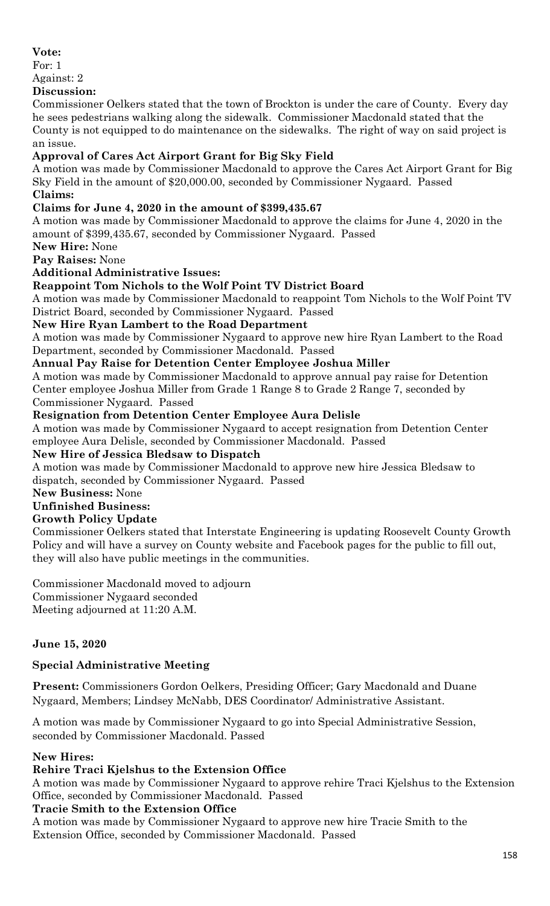**Vote:**
For: 1
Against: 2

**Discussion:**
Commissioner Oelkers stated that the town of Brockton is under the care of County. Every day he sees pedestrians walking along the sidewalk. Commissioner Macdonald stated that the County is not equipped to do maintenance on the sidewalks. The right of way on said project is an issue.

**Approval of Cares Act Airport Grant for Big Sky Field**
A motion was made by Commissioner Macdonald to approve the Cares Act Airport Grant for Big Sky Field in the amount of $20,000.00, seconded by Commissioner Nygaard. Passed

**Claims:**

**Claims for June 4, 2020 in the amount of $399,435.67**
A motion was made by Commissioner Macdonald to approve the claims for June 4, 2020 in the amount of $399,435.67, seconded by Commissioner Nygaard. Passed

**New Hire:** None

**Pay Raises:** None

**Additional Administrative Issues:**

**Reappoint Tom Nichols to the Wolf Point TV District Board**
A motion was made by Commissioner Macdonald to reappoint Tom Nichols to the Wolf Point TV District Board, seconded by Commissioner Nygaard. Passed

**New Hire Ryan Lambert to the Road Department**
A motion was made by Commissioner Nygaard to approve new hire Ryan Lambert to the Road Department, seconded by Commissioner Macdonald. Passed

**Annual Pay Raise for Detention Center Employee Joshua Miller**
A motion was made by Commissioner Macdonald to approve annual pay raise for Detention Center employee Joshua Miller from Grade 1 Range 8 to Grade 2 Range 7, seconded by Commissioner Nygaard. Passed

**Resignation from Detention Center Employee Aura Delisle**
A motion was made by Commissioner Nygaard to accept resignation from Detention Center employee Aura Delisle, seconded by Commissioner Macdonald. Passed

**New Hire of Jessica Bledsaw to Dispatch**
A motion was made by Commissioner Macdonald to approve new hire Jessica Bledsaw to dispatch, seconded by Commissioner Nygaard. Passed

**New Business:** None

**Unfinished Business:**

**Growth Policy Update**
Commissioner Oelkers stated that Interstate Engineering is updating Roosevelt County Growth Policy and will have a survey on County website and Facebook pages for the public to fill out, they will also have public meetings in the communities.

Commissioner Macdonald moved to adjourn
Commissioner Nygaard seconded
Meeting adjourned at 11:20 A.M.

**June 15, 2020**

**Special Administrative Meeting**

**Present:** Commissioners Gordon Oelkers, Presiding Officer; Gary Macdonald and Duane Nygaard, Members; Lindsey McNabb, DES Coordinator/ Administrative Assistant.

A motion was made by Commissioner Nygaard to go into Special Administrative Session, seconded by Commissioner Macdonald. Passed

**New Hires:**

**Rehire Traci Kjelshus to the Extension Office**
A motion was made by Commissioner Nygaard to approve rehire Traci Kjelshus to the Extension Office, seconded by Commissioner Macdonald. Passed

**Tracie Smith to the Extension Office**
A motion was made by Commissioner Nygaard to approve new hire Tracie Smith to the Extension Office, seconded by Commissioner Macdonald. Passed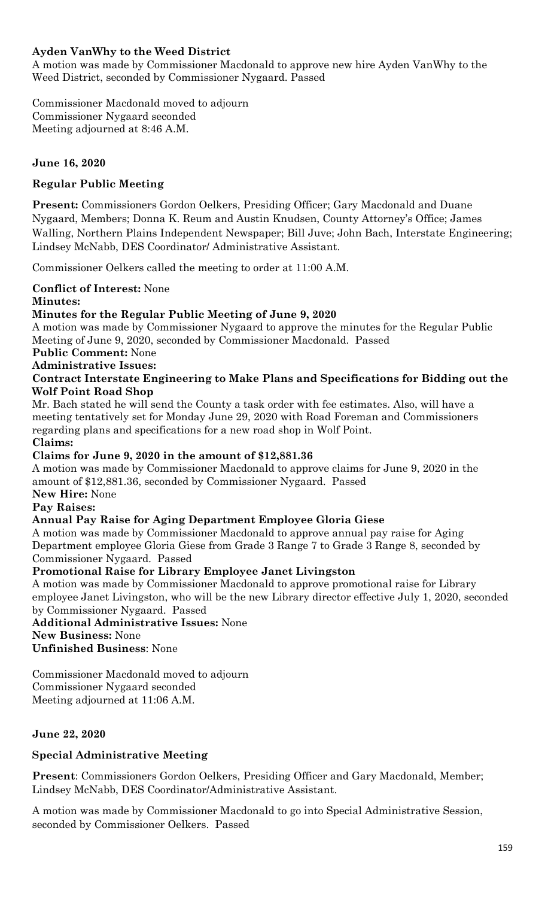**Ayden VanWhy to the Weed District**

A motion was made by Commissioner Macdonald to approve new hire Ayden VanWhy to the Weed District, seconded by Commissioner Nygaard. Passed

Commissioner Macdonald moved to adjourn
Commissioner Nygaard seconded
Meeting adjourned at 8:46 A.M.

**June 16, 2020**

**Regular Public Meeting**

**Present:** Commissioners Gordon Oelkers, Presiding Officer; Gary Macdonald and Duane Nygaard, Members; Donna K. Reum and Austin Knudsen, County Attorney's Office; James Walling, Northern Plains Independent Newspaper; Bill Juve; John Bach, Interstate Engineering; Lindsey McNabb, DES Coordinator/ Administrative Assistant.

Commissioner Oelkers called the meeting to order at 11:00 A.M.

**Conflict of Interest:** None

**Minutes:**

**Minutes for the Regular Public Meeting of June 9, 2020**

A motion was made by Commissioner Nygaard to approve the minutes for the Regular Public Meeting of June 9, 2020, seconded by Commissioner Macdonald. Passed

**Public Comment:** None

**Administrative Issues:**

**Contract Interstate Engineering to Make Plans and Specifications for Bidding out the Wolf Point Road Shop**

Mr. Bach stated he will send the County a task order with fee estimates. Also, will have a meeting tentatively set for Monday June 29, 2020 with Road Foreman and Commissioners regarding plans and specifications for a new road shop in Wolf Point.

**Claims:**

**Claims for June 9, 2020 in the amount of $12,881.36**

A motion was made by Commissioner Macdonald to approve claims for June 9, 2020 in the amount of $12,881.36, seconded by Commissioner Nygaard. Passed

**New Hire:** None

**Pay Raises:**

**Annual Pay Raise for Aging Department Employee Gloria Giese**

A motion was made by Commissioner Macdonald to approve annual pay raise for Aging Department employee Gloria Giese from Grade 3 Range 7 to Grade 3 Range 8, seconded by Commissioner Nygaard. Passed

**Promotional Raise for Library Employee Janet Livingston**

A motion was made by Commissioner Macdonald to approve promotional raise for Library employee Janet Livingston, who will be the new Library director effective July 1, 2020, seconded by Commissioner Nygaard. Passed

**Additional Administrative Issues:** None

**New Business:** None

**Unfinished Business**: None

Commissioner Macdonald moved to adjourn
Commissioner Nygaard seconded
Meeting adjourned at 11:06 A.M.

**June 22, 2020**

**Special Administrative Meeting**

**Present**: Commissioners Gordon Oelkers, Presiding Officer and Gary Macdonald, Member; Lindsey McNabb, DES Coordinator/Administrative Assistant.

A motion was made by Commissioner Macdonald to go into Special Administrative Session, seconded by Commissioner Oelkers. Passed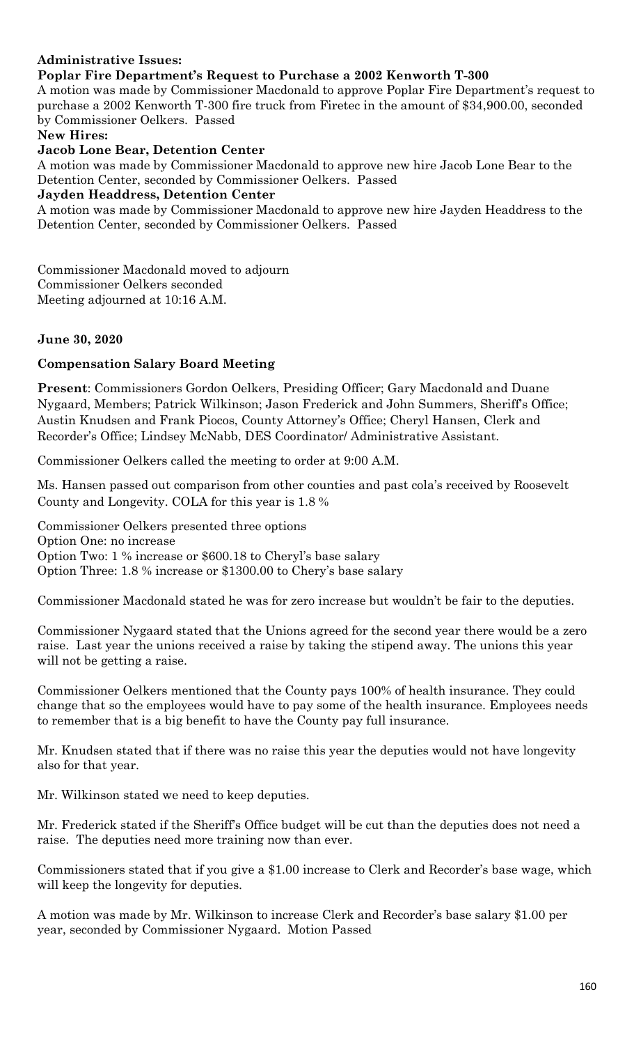**Administrative Issues:**

**Poplar Fire Department's Request to Purchase a 2002 Kenworth T-300**

A motion was made by Commissioner Macdonald to approve Poplar Fire Department's request to purchase a 2002 Kenworth T-300 fire truck from Firetec in the amount of $34,900.00, seconded by Commissioner Oelkers. Passed

**New Hires:**

**Jacob Lone Bear, Detention Center**

A motion was made by Commissioner Macdonald to approve new hire Jacob Lone Bear to the Detention Center, seconded by Commissioner Oelkers. Passed

**Jayden Headdress, Detention Center**

A motion was made by Commissioner Macdonald to approve new hire Jayden Headdress to the Detention Center, seconded by Commissioner Oelkers. Passed

Commissioner Macdonald moved to adjourn
Commissioner Oelkers seconded
Meeting adjourned at 10:16 A.M.

**June 30, 2020**

**Compensation Salary Board Meeting**

**Present**: Commissioners Gordon Oelkers, Presiding Officer; Gary Macdonald and Duane Nygaard, Members; Patrick Wilkinson; Jason Frederick and John Summers, Sheriff's Office; Austin Knudsen and Frank Piocos, County Attorney's Office; Cheryl Hansen, Clerk and Recorder's Office; Lindsey McNabb, DES Coordinator/ Administrative Assistant.

Commissioner Oelkers called the meeting to order at 9:00 A.M.

Ms. Hansen passed out comparison from other counties and past cola's received by Roosevelt County and Longevity. COLA for this year is 1.8 %

Commissioner Oelkers presented three options
Option One: no increase
Option Two: 1 % increase or $600.18 to Cheryl's base salary
Option Three: 1.8 % increase or $1300.00 to Chery's base salary

Commissioner Macdonald stated he was for zero increase but wouldn't be fair to the deputies.

Commissioner Nygaard stated that the Unions agreed for the second year there would be a zero raise. Last year the unions received a raise by taking the stipend away. The unions this year will not be getting a raise.

Commissioner Oelkers mentioned that the County pays 100% of health insurance. They could change that so the employees would have to pay some of the health insurance. Employees needs to remember that is a big benefit to have the County pay full insurance.

Mr. Knudsen stated that if there was no raise this year the deputies would not have longevity also for that year.

Mr. Wilkinson stated we need to keep deputies.

Mr. Frederick stated if the Sheriff's Office budget will be cut than the deputies does not need a raise. The deputies need more training now than ever.

Commissioners stated that if you give a $1.00 increase to Clerk and Recorder's base wage, which will keep the longevity for deputies.

A motion was made by Mr. Wilkinson to increase Clerk and Recorder's base salary $1.00 per year, seconded by Commissioner Nygaard. Motion Passed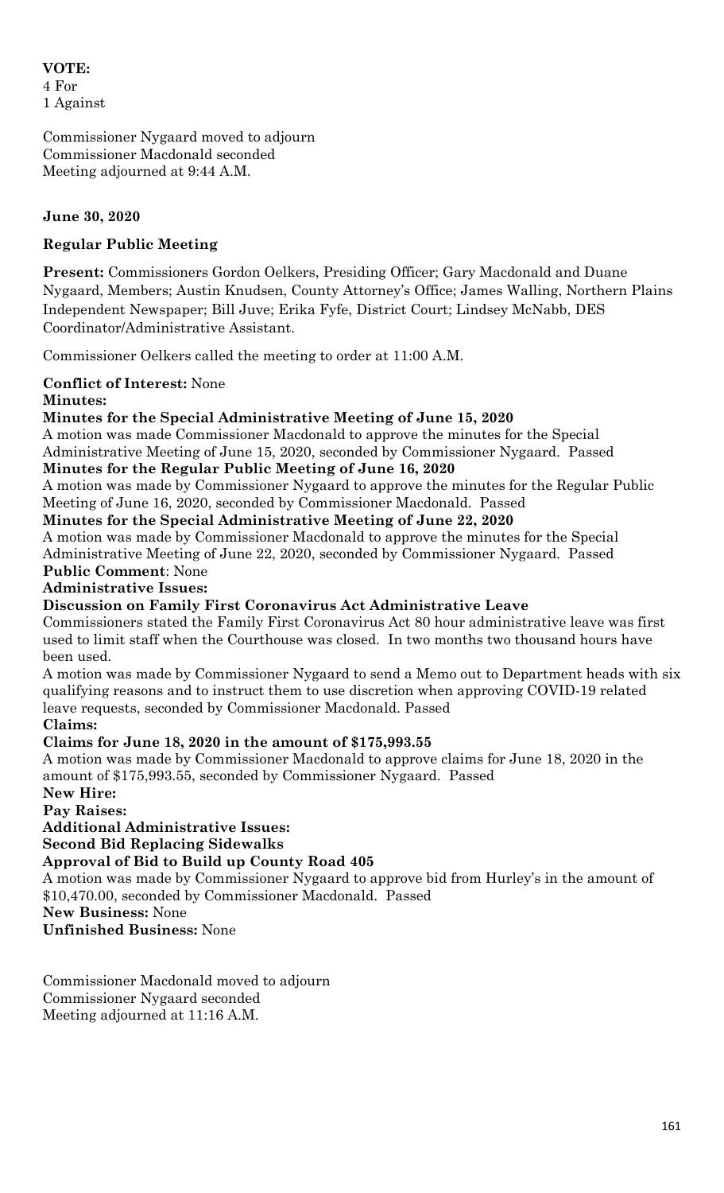**VOTE:**
4 For
1 Against

Commissioner Nygaard moved to adjourn
Commissioner Macdonald seconded
Meeting adjourned at 9:44 A.M.

**June 30, 2020**

**Regular Public Meeting**

**Present:** Commissioners Gordon Oelkers, Presiding Officer; Gary Macdonald and Duane Nygaard, Members; Austin Knudsen, County Attorney's Office; James Walling, Northern Plains Independent Newspaper; Bill Juve; Erika Fyfe, District Court; Lindsey McNabb, DES Coordinator/Administrative Assistant.

Commissioner Oelkers called the meeting to order at 11:00 A.M.

**Conflict of Interest:** None

**Minutes:**

**Minutes for the Special Administrative Meeting of June 15, 2020**

A motion was made Commissioner Macdonald to approve the minutes for the Special Administrative Meeting of June 15, 2020, seconded by Commissioner Nygaard. Passed

**Minutes for the Regular Public Meeting of June 16, 2020**

A motion was made by Commissioner Nygaard to approve the minutes for the Regular Public Meeting of June 16, 2020, seconded by Commissioner Macdonald. Passed

**Minutes for the Special Administrative Meeting of June 22, 2020**

A motion was made by Commissioner Macdonald to approve the minutes for the Special Administrative Meeting of June 22, 2020, seconded by Commissioner Nygaard. Passed

**Public Comment**: None

**Administrative Issues:**

**Discussion on Family First Coronavirus Act Administrative Leave**

Commissioners stated the Family First Coronavirus Act 80 hour administrative leave was first used to limit staff when the Courthouse was closed. In two months two thousand hours have been used.

A motion was made by Commissioner Nygaard to send a Memo out to Department heads with six qualifying reasons and to instruct them to use discretion when approving COVID-19 related leave requests, seconded by Commissioner Macdonald. Passed

**Claims:**

**Claims for June 18, 2020 in the amount of $175,993.55**

A motion was made by Commissioner Macdonald to approve claims for June 18, 2020 in the amount of $175,993.55, seconded by Commissioner Nygaard. Passed

**New Hire:**

**Pay Raises:**

**Additional Administrative Issues:**

**Second Bid Replacing Sidewalks**

**Approval of Bid to Build up County Road 405**

A motion was made by Commissioner Nygaard to approve bid from Hurley's in the amount of $10,470.00, seconded by Commissioner Macdonald. Passed

**New Business:** None

**Unfinished Business:** None

Commissioner Macdonald moved to adjourn
Commissioner Nygaard seconded
Meeting adjourned at 11:16 A.M.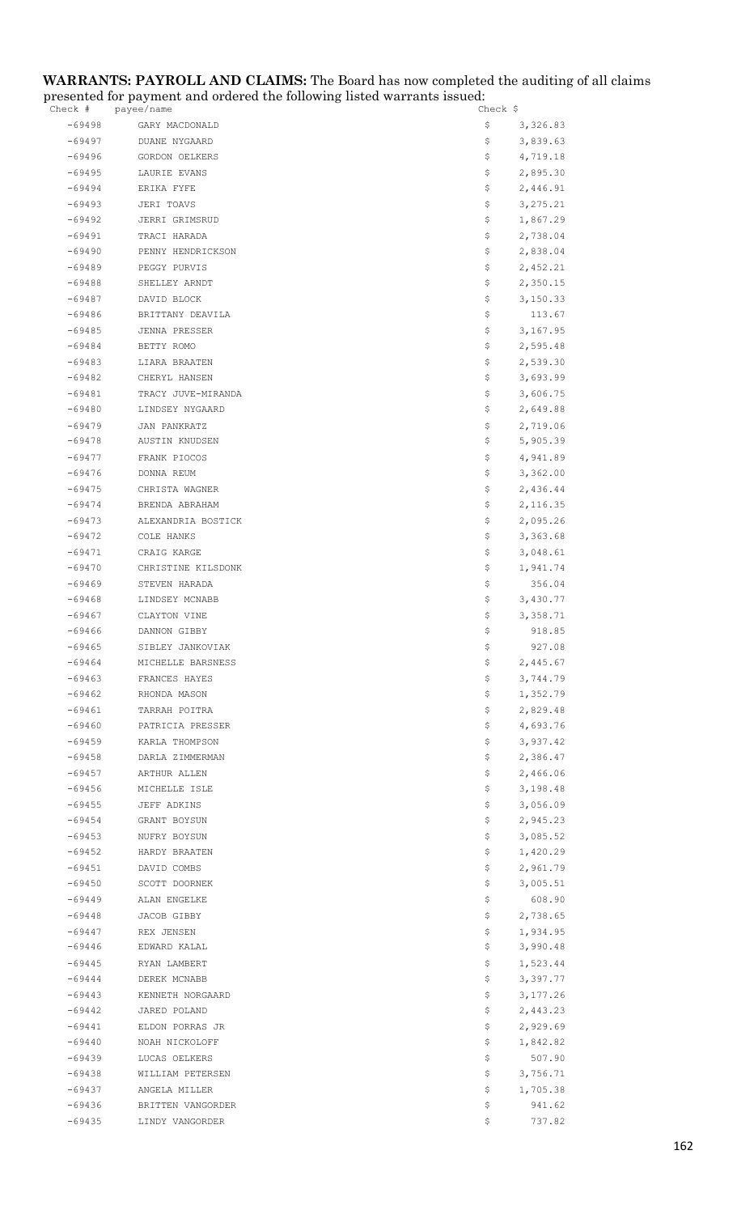**WARRANTS: PAYROLL AND CLAIMS:** The Board has now completed the auditing of all claims presented for payment and ordered the following listed warrants issued:

| Check # | payee/name | Check $ |
|---|---|---|
| -69498 | GARY MACDONALD | $ 3,326.83 |
| -69497 | DUANE NYGAARD | $ 3,839.63 |
| -69496 | GORDON OELKERS | $ 4,719.18 |
| -69495 | LAURIE EVANS | $ 2,895.30 |
| -69494 | ERIKA FYFE | $ 2,446.91 |
| -69493 | JERI TOAVS | $ 3,275.21 |
| -69492 | JERRI GRIMSRUD | $ 1,867.29 |
| -69491 | TRACI HARADA | $ 2,738.04 |
| -69490 | PENNY HENDRICKSON | $ 2,838.04 |
| -69489 | PEGGY PURVIS | $ 2,452.21 |
| -69488 | SHELLEY ARNDT | $ 2,350.15 |
| -69487 | DAVID BLOCK | $ 3,150.33 |
| -69486 | BRITTANY DEAVILA | $ 113.67 |
| -69485 | JENNA PRESSER | $ 3,167.95 |
| -69484 | BETTY ROMO | $ 2,595.48 |
| -69483 | LIARA BRAATEN | $ 2,539.30 |
| -69482 | CHERYL HANSEN | $ 3,693.99 |
| -69481 | TRACY JUVE-MIRANDA | $ 3,606.75 |
| -69480 | LINDSEY NYGAARD | $ 2,649.88 |
| -69479 | JAN PANKRATZ | $ 2,719.06 |
| -69478 | AUSTIN KNUDSEN | $ 5,905.39 |
| -69477 | FRANK PIOCOS | $ 4,941.89 |
| -69476 | DONNA REUM | $ 3,362.00 |
| -69475 | CHRISTA WAGNER | $ 2,436.44 |
| -69474 | BRENDA ABRAHAM | $ 2,116.35 |
| -69473 | ALEXANDRIA BOSTICK | $ 2,095.26 |
| -69472 | COLE HANKS | $ 3,363.68 |
| -69471 | CRAIG KARGE | $ 3,048.61 |
| -69470 | CHRISTINE KILSDONK | $ 1,941.74 |
| -69469 | STEVEN HARADA | $ 356.04 |
| -69468 | LINDSEY MCNABB | $ 3,430.77 |
| -69467 | CLAYTON VINE | $ 3,358.71 |
| -69466 | DANNON GIBBY | $ 918.85 |
| -69465 | SIBLEY JANKOVIAK | $ 927.08 |
| -69464 | MICHELLE BARSNESS | $ 2,445.67 |
| -69463 | FRANCES HAYES | $ 3,744.79 |
| -69462 | RHONDA MASON | $ 1,352.79 |
| -69461 | TARRAH POITRA | $ 2,829.48 |
| -69460 | PATRICIA PRESSER | $ 4,693.76 |
| -69459 | KARLA THOMPSON | $ 3,937.42 |
| -69458 | DARLA ZIMMERMAN | $ 2,386.47 |
| -69457 | ARTHUR ALLEN | $ 2,466.06 |
| -69456 | MICHELLE ISLE | $ 3,198.48 |
| -69455 | JEFF ADKINS | $ 3,056.09 |
| -69454 | GRANT BOYSUN | $ 2,945.23 |
| -69453 | NUFRY BOYSUN | $ 3,085.52 |
| -69452 | HARDY BRAATEN | $ 1,420.29 |
| -69451 | DAVID COMBS | $ 2,961.79 |
| -69450 | SCOTT DOORNEK | $ 3,005.51 |
| -69449 | ALAN ENGELKE | $ 608.90 |
| -69448 | JACOB GIBBY | $ 2,738.65 |
| -69447 | REX JENSEN | $ 1,934.95 |
| -69446 | EDWARD KALAL | $ 3,990.48 |
| -69445 | RYAN LAMBERT | $ 1,523.44 |
| -69444 | DEREK MCNABB | $ 3,397.77 |
| -69443 | KENNETH NORGAARD | $ 3,177.26 |
| -69442 | JARED POLAND | $ 2,443.23 |
| -69441 | ELDON PORRAS JR | $ 2,929.69 |
| -69440 | NOAH NICKOLOFF | $ 1,842.82 |
| -69439 | LUCAS OELKERS | $ 507.90 |
| -69438 | WILLIAM PETERSEN | $ 3,756.71 |
| -69437 | ANGELA MILLER | $ 1,705.38 |
| -69436 | BRITTEN VANGORDER | $ 941.62 |
| -69435 | LINDY VANGORDER | $ 737.82 |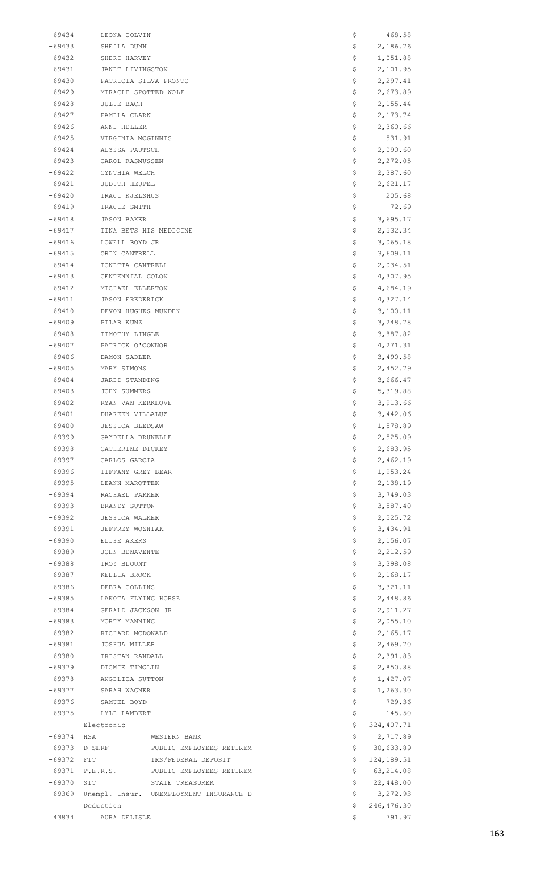| | | | |
|---|---|---|---|
| -69434 | LEONA COLVIN | | $ 468.58 |
| -69433 | SHEILA DUNN | | $ 2,186.76 |
| -69432 | SHERI HARVEY | | $ 1,051.88 |
| -69431 | JANET LIVINGSTON | | $ 2,101.95 |
| -69430 | PATRICIA SILVA PRONTO | | $ 2,297.41 |
| -69429 | MIRACLE SPOTTED WOLF | | $ 2,673.89 |
| -69428 | JULIE BACH | | $ 2,155.44 |
| -69427 | PAMELA CLARK | | $ 2,173.74 |
| -69426 | ANNE HELLER | | $ 2,360.66 |
| -69425 | VIRGINIA MCGINNIS | | $ 531.91 |
| -69424 | ALYSSA PAUTSCH | | $ 2,090.60 |
| -69423 | CAROL RASMUSSEN | | $ 2,272.05 |
| -69422 | CYNTHIA WELCH | | $ 2,387.60 |
| -69421 | JUDITH HEUPEL | | $ 2,621.17 |
| -69420 | TRACI KJELSHUS | | $ 205.68 |
| -69419 | TRACIE SMITH | | $ 72.69 |
| -69418 | JASON BAKER | | $ 3,695.17 |
| -69417 | TINA BETS HIS MEDICINE | | $ 2,532.34 |
| -69416 | LOWELL BOYD JR | | $ 3,065.18 |
| -69415 | ORIN CANTRELL | | $ 3,609.11 |
| -69414 | TONETTA CANTRELL | | $ 2,034.51 |
| -69413 | CENTENNIAL COLON | | $ 4,307.95 |
| -69412 | MICHAEL ELLERTON | | $ 4,684.19 |
| -69411 | JASON FREDERICK | | $ 4,327.14 |
| -69410 | DEVON HUGHES-MUNDEN | | $ 3,100.11 |
| -69409 | PILAR KUNZ | | $ 3,248.78 |
| -69408 | TIMOTHY LINGLE | | $ 3,887.82 |
| -69407 | PATRICK O'CONNOR | | $ 4,271.31 |
| -69406 | DAMON SADLER | | $ 3,490.58 |
| -69405 | MARY SIMONS | | $ 2,452.79 |
| -69404 | JARED STANDING | | $ 3,666.47 |
| -69403 | JOHN SUMMERS | | $ 5,319.88 |
| -69402 | RYAN VAN KERKHOVE | | $ 3,913.66 |
| -69401 | DHAREEN VILLALUZ | | $ 3,442.06 |
| -69400 | JESSICA BLEDSAW | | $ 1,578.89 |
| -69399 | GAYDELLA BRUNELLE | | $ 2,525.09 |
| -69398 | CATHERINE DICKEY | | $ 2,683.95 |
| -69397 | CARLOS GARCIA | | $ 2,462.19 |
| -69396 | TIFFANY GREY BEAR | | $ 1,953.24 |
| -69395 | LEANN MAROTTEK | | $ 2,138.19 |
| -69394 | RACHAEL PARKER | | $ 3,749.03 |
| -69393 | BRANDY SUTTON | | $ 3,587.40 |
| -69392 | JESSICA WALKER | | $ 2,525.72 |
| -69391 | JEFFREY WOZNIAK | | $ 3,434.91 |
| -69390 | ELISE AKERS | | $ 2,156.07 |
| -69389 | JOHN BENAVENTE | | $ 2,212.59 |
| -69388 | TROY BLOUNT | | $ 3,398.08 |
| -69387 | KEELIA BROCK | | $ 2,168.17 |
| -69386 | DEBRA COLLINS | | $ 3,321.11 |
| -69385 | LAKOTA FLYING HORSE | | $ 2,448.86 |
| -69384 | GERALD JACKSON JR | | $ 2,911.27 |
| -69383 | MORTY MANNING | | $ 2,055.10 |
| -69382 | RICHARD MCDONALD | | $ 2,165.17 |
| -69381 | JOSHUA MILLER | | $ 2,469.70 |
| -69380 | TRISTAN RANDALL | | $ 2,391.83 |
| -69379 | DIGMIE TINGLIN | | $ 2,850.88 |
| -69378 | ANGELICA SUTTON | | $ 1,427.07 |
| -69377 | SARAH WAGNER | | $ 1,263.30 |
| -69376 | SAMUEL BOYD | | $ 729.36 |
| -69375 | LYLE LAMBERT | | $ 145.50 |
| | Electronic | | $ 324,407.71 |
| -69374 | HSA | WESTERN BANK | $ 2,717.89 |
| -69373 | D-SHRF | PUBLIC EMPLOYEES RETIREM | $ 30,633.89 |
| -69372 | FIT | IRS/FEDERAL DEPOSIT | $ 124,189.51 |
| -69371 | P.E.R.S. | PUBLIC EMPLOYEES RETIREM | $ 63,214.08 |
| -69370 | SIT | STATE TREASURER | $ 22,448.00 |
| -69369 | Unempl. Insur. | UNEMPLOYMENT INSURANCE D | $ 3,272.93 |
| | Deduction | | $ 246,476.30 |
| 43834 | AURA DELISLE | | $ 791.97 |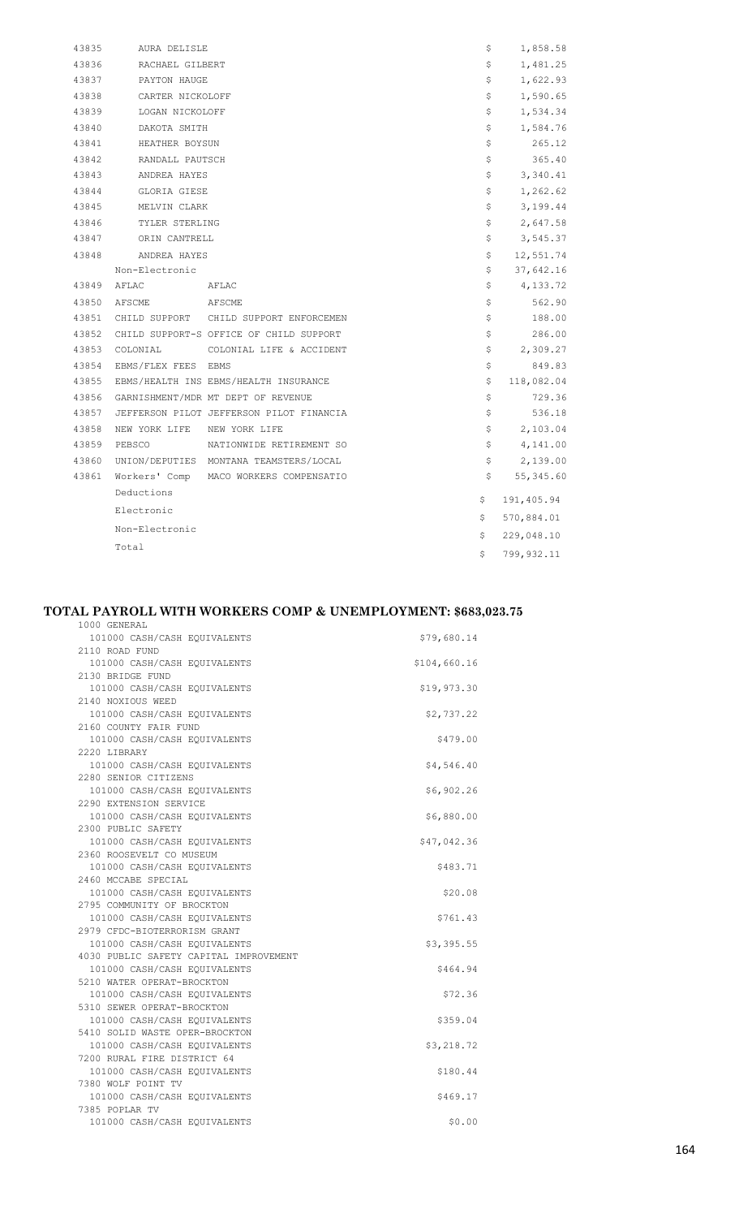| | | | | |
|---|---|---|---|---|
| 43835 | AURA DELISLE | | $ | 1,858.58 |
| 43836 | RACHAEL GILBERT | | $ | 1,481.25 |
| 43837 | PAYTON HAUGE | | $ | 1,622.93 |
| 43838 | CARTER NICKOLOFF | | $ | 1,590.65 |
| 43839 | LOGAN NICKOLOFF | | $ | 1,534.34 |
| 43840 | DAKOTA SMITH | | $ | 1,584.76 |
| 43841 | HEATHER BOYSUN | | $ | 265.12 |
| 43842 | RANDALL PAUTSCH | | $ | 365.40 |
| 43843 | ANDREA HAYES | | $ | 3,340.41 |
| 43844 | GLORIA GIESE | | $ | 1,262.62 |
| 43845 | MELVIN CLARK | | $ | 3,199.44 |
| 43846 | TYLER STERLING | | $ | 2,647.58 |
| 43847 | ORIN CANTRELL | | $ | 3,545.37 |
| 43848 | ANDREA HAYES | | $ | 12,551.74 |
| | Non-Electronic | | $ | 37,642.16 |
| 43849 | AFLAC | AFLAC | $ | 4,133.72 |
| 43850 | AFSCME | AFSCME | $ | 562.90 |
| 43851 | CHILD SUPPORT | CHILD SUPPORT ENFORCEMEN | $ | 188.00 |
| 43852 | CHILD SUPPORT-S | OFFICE OF CHILD SUPPORT | $ | 286.00 |
| 43853 | COLONIAL | COLONIAL LIFE & ACCIDENT | $ | 2,309.27 |
| 43854 | EBMS/FLEX FEES | EBMS | $ | 849.83 |
| 43855 | EBMS/HEALTH INS | EBMS/HEALTH INSURANCE | $ | 118,082.04 |
| 43856 | GARNISHMENT/MDR | MT DEPT OF REVENUE | $ | 729.36 |
| 43857 | JEFFERSON PILOT | JEFFERSON PILOT FINANCIA | $ | 536.18 |
| 43858 | NEW YORK LIFE | NEW YORK LIFE | $ | 2,103.04 |
| 43859 | PEBSCO | NATIONWIDE RETIREMENT SO | $ | 4,141.00 |
| 43860 | UNION/DEPUTIES | MONTANA TEAMSTERS/LOCAL | $ | 2,139.00 |
| 43861 | Workers' Comp | MACO WORKERS COMPENSATIO | $ | 55,345.60 |
| | Deductions | | $ | 191,405.94 |
| | Electronic | | $ | 570,884.01 |
| | Non-Electronic | | $ | 229,048.10 |
| | Total | | $ | 799,932.11 |

## TOTAL PAYROLL WITH WORKERS COMP & UNEMPLOYMENT: $683,023.75

| Fund / Account | Amount |
|---|---|
| 1000 GENERAL | |
| 101000 CASH/CASH EQUIVALENTS | $79,680.14 |
| 2110 ROAD FUND | |
| 101000 CASH/CASH EQUIVALENTS | $104,660.16 |
| 2130 BRIDGE FUND | |
| 101000 CASH/CASH EQUIVALENTS | $19,973.30 |
| 2140 NOXIOUS WEED | |
| 101000 CASH/CASH EQUIVALENTS | $2,737.22 |
| 2160 COUNTY FAIR FUND | |
| 101000 CASH/CASH EQUIVALENTS | $479.00 |
| 2220 LIBRARY | |
| 101000 CASH/CASH EQUIVALENTS | $4,546.40 |
| 2280 SENIOR CITIZENS | |
| 101000 CASH/CASH EQUIVALENTS | $6,902.26 |
| 2290 EXTENSION SERVICE | |
| 101000 CASH/CASH EQUIVALENTS | $6,880.00 |
| 2300 PUBLIC SAFETY | |
| 101000 CASH/CASH EQUIVALENTS | $47,042.36 |
| 2360 ROOSEVELT CO MUSEUM | |
| 101000 CASH/CASH EQUIVALENTS | $483.71 |
| 2460 MCCABE SPECIAL | |
| 101000 CASH/CASH EQUIVALENTS | $20.08 |
| 2795 COMMUNITY OF BROCKTON | |
| 101000 CASH/CASH EQUIVALENTS | $761.43 |
| 2979 CFDC-BIOTERRORISM GRANT | |
| 101000 CASH/CASH EQUIVALENTS | $3,395.55 |
| 4030 PUBLIC SAFETY CAPITAL IMPROVEMENT | |
| 101000 CASH/CASH EQUIVALENTS | $464.94 |
| 5210 WATER OPERAT-BROCKTON | |
| 101000 CASH/CASH EQUIVALENTS | $72.36 |
| 5310 SEWER OPERAT-BROCKTON | |
| 101000 CASH/CASH EQUIVALENTS | $359.04 |
| 5410 SOLID WASTE OPER-BROCKTON | |
| 101000 CASH/CASH EQUIVALENTS | $3,218.72 |
| 7200 RURAL FIRE DISTRICT 64 | |
| 101000 CASH/CASH EQUIVALENTS | $180.44 |
| 7380 WOLF POINT TV | |
| 101000 CASH/CASH EQUIVALENTS | $469.17 |
| 7385 POPLAR TV | |
| 101000 CASH/CASH EQUIVALENTS | $0.00 |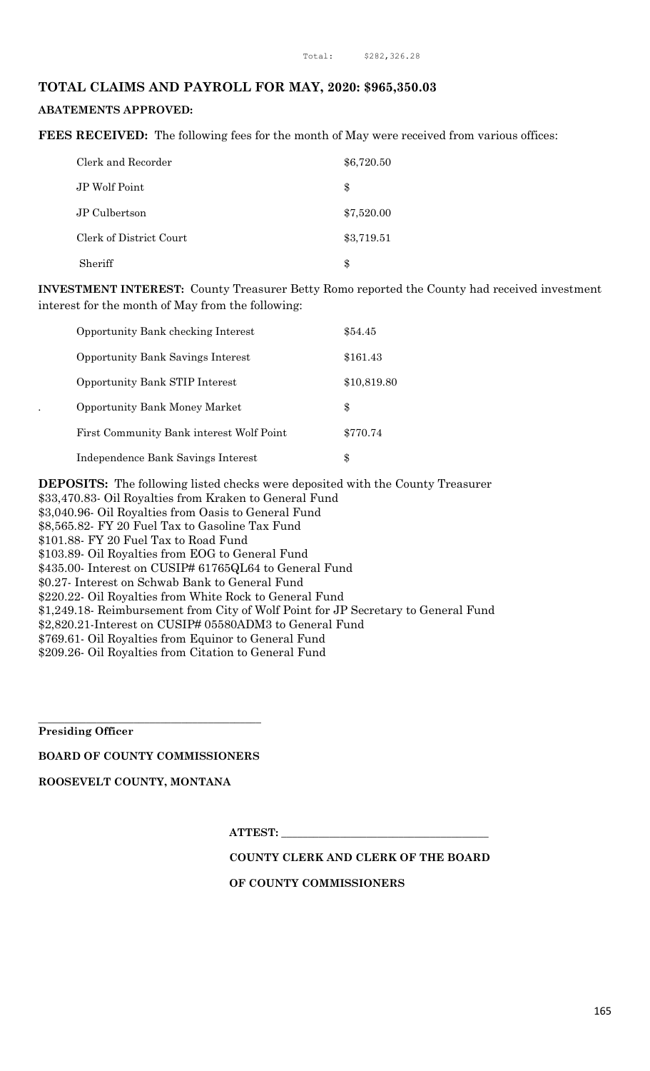Total: $282,326.28

**TOTAL CLAIMS AND PAYROLL FOR MAY, 2020: $965,350.03**

**ABATEMENTS APPROVED:**

**FEES RECEIVED:** The following fees for the month of May were received from various offices:

| | |
|---|---|
| Clerk and Recorder | $6,720.50 |
| JP Wolf Point | $ |
| JP Culbertson | $7,520.00 |
| Clerk of District Court | $3,719.51 |
| Sheriff | $ |

**INVESTMENT INTEREST:** County Treasurer Betty Romo reported the County had received investment interest for the month of May from the following:

| | |
|---|---|
| Opportunity Bank checking Interest | $54.45 |
| Opportunity Bank Savings Interest | $161.43 |
| Opportunity Bank STIP Interest | $10,819.80 |
| Opportunity Bank Money Market | $ |
| First Community Bank interest Wolf Point | $770.74 |
| Independence Bank Savings Interest | $ |

**DEPOSITS:** The following listed checks were deposited with the County Treasurer
$33,470.83- Oil Royalties from Kraken to General Fund
$3,040.96- Oil Royalties from Oasis to General Fund
$8,565.82- FY 20 Fuel Tax to Gasoline Tax Fund
$101.88- FY 20 Fuel Tax to Road Fund
$103.89- Oil Royalties from EOG to General Fund
$435.00- Interest on CUSIP# 61765QL64 to General Fund
$0.27- Interest on Schwab Bank to General Fund
$220.22- Oil Royalties from White Rock to General Fund
$1,249.18- Reimbursement from City of Wolf Point for JP Secretary to General Fund
$2,820.21-Interest on CUSIP# 05580ADM3 to General Fund
$769.61- Oil Royalties from Equinor to General Fund
$209.26- Oil Royalties from Citation to General Fund

\_\_\_\_\_\_\_\_\_\_\_\_\_\_\_\_\_\_\_\_\_\_\_\_\_\_\_\_\_\_\_\_\_\_\_\_\_\_\_\_

**Presiding Officer**

**BOARD OF COUNTY COMMISSIONERS**

**ROOSEVELT COUNTY, MONTANA**

**ATTEST:** \_\_\_\_\_\_\_\_\_\_\_\_\_\_\_\_\_\_\_\_\_\_\_\_\_\_\_\_\_\_\_\_\_\_\_\_

**COUNTY CLERK AND CLERK OF THE BOARD**

**OF COUNTY COMMISSIONERS**